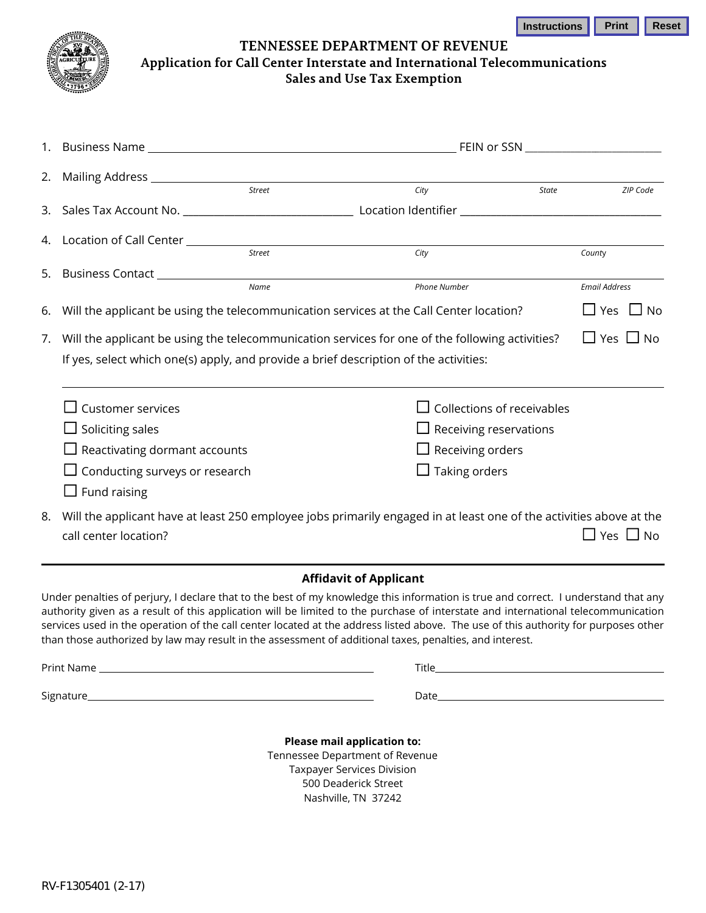# TENNESSEE DEPARTMENT OF REVENUE
## Application for Call Center Interstate and International Telecommunications Sales and Use Tax Exemption

1. Business Name ______________________________ FEIN or SSN ______________________

2. Mailing Address ______________________________
   *Street* *City* *State* *ZIP Code*

3. Sales Tax Account No. ______________________ Location Identifier ______________________

4. Location of Call Center ______________________________
   *Street* *City* *County*

5. Business Contact ______________________________
   *Name* *Phone Number* *Email Address*

6. Will the applicant be using the telecommunication services at the Call Center location? ☐ Yes ☐ No

7. Will the applicant be using the telecommunication services for one of the following activities? ☐ Yes ☐ No
   If yes, select which one(s) apply, and provide a brief description of the activities:

   ______________________________________________________________

   - ☐ Customer services
   - ☐ Soliciting sales
   - ☐ Reactivating dormant accounts
   - ☐ Conducting surveys or research
   - ☐ Fund raising
   - ☐ Collections of receivables
   - ☐ Receiving reservations
   - ☐ Receiving orders
   - ☐ Taking orders

8. Will the applicant have at least 250 employee jobs primarily engaged in at least one of the activities above at the call center location? ☐ Yes ☐ No

---

**Affidavit of Applicant**

Under penalties of perjury, I declare that to the best of my knowledge this information is true and correct. I understand that any authority given as a result of this application will be limited to the purchase of interstate and international telecommunication services used in the operation of the call center located at the address listed above. The use of this authority for purposes other than those authorized by law may result in the assessment of additional taxes, penalties, and interest.

Print Name ______________________________ Title ______________________________

Signature ______________________________ Date ______________________________

**Please mail application to:**
Tennessee Department of Revenue
Taxpayer Services Division
500 Deaderick Street
Nashville, TN 37242

RV-F1305401 (2-17)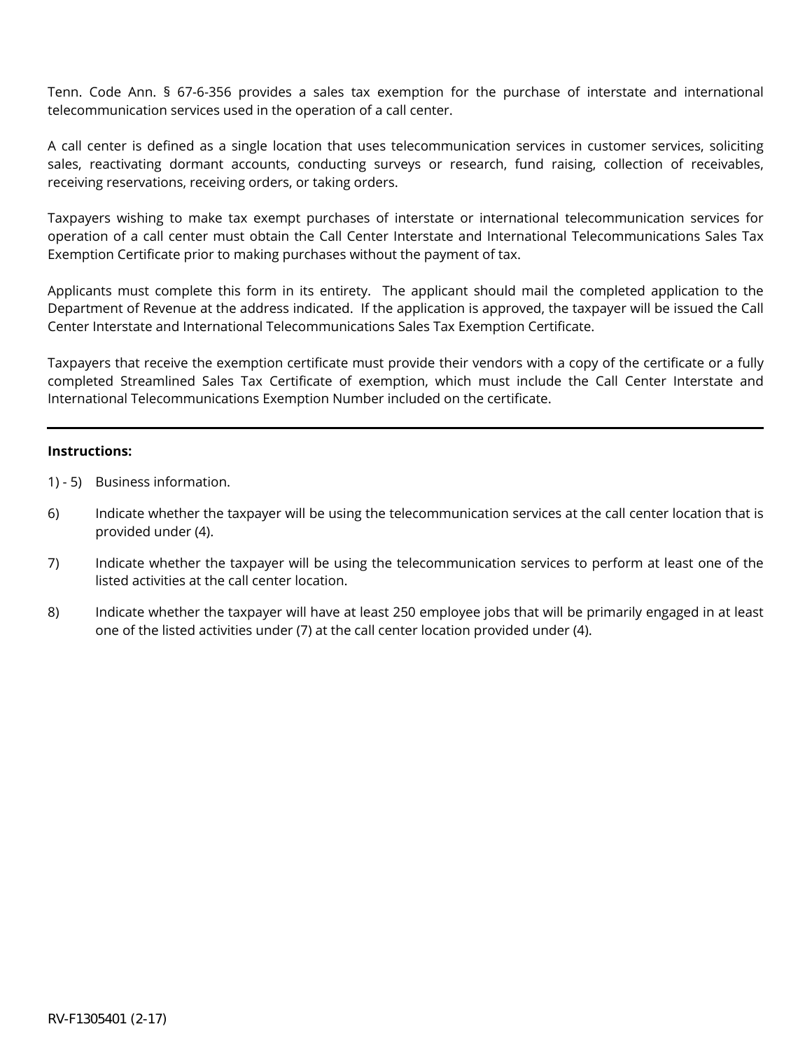Tenn. Code Ann. § 67-6-356 provides a sales tax exemption for the purchase of interstate and international telecommunication services used in the operation of a call center.

A call center is defined as a single location that uses telecommunication services in customer services, soliciting sales, reactivating dormant accounts, conducting surveys or research, fund raising, collection of receivables, receiving reservations, receiving orders, or taking orders.

Taxpayers wishing to make tax exempt purchases of interstate or international telecommunication services for operation of a call center must obtain the Call Center Interstate and International Telecommunications Sales Tax Exemption Certificate prior to making purchases without the payment of tax.

Applicants must complete this form in its entirety. The applicant should mail the completed application to the Department of Revenue at the address indicated. If the application is approved, the taxpayer will be issued the Call Center Interstate and International Telecommunications Sales Tax Exemption Certificate.

Taxpayers that receive the exemption certificate must provide their vendors with a copy of the certificate or a fully completed Streamlined Sales Tax Certificate of exemption, which must include the Call Center Interstate and International Telecommunications Exemption Number included on the certificate.

---

**Instructions:**

1) - 5) Business information.

6) Indicate whether the taxpayer will be using the telecommunication services at the call center location that is provided under (4).

7) Indicate whether the taxpayer will be using the telecommunication services to perform at least one of the listed activities at the call center location.

8) Indicate whether the taxpayer will have at least 250 employee jobs that will be primarily engaged in at least one of the listed activities under (7) at the call center location provided under (4).

RV-F1305401 (2-17)